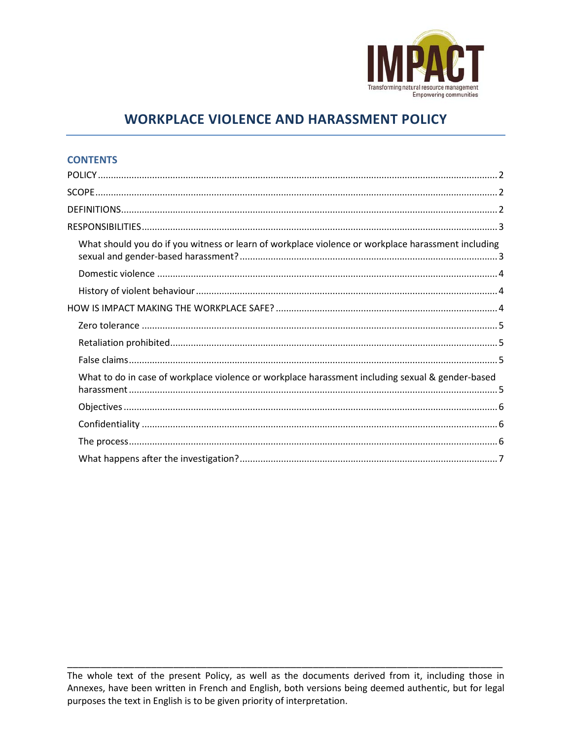# WORKPLACE VIOLENCE AND HARASSMENT POLICY

## CONTENTS

POLICY ..... 2

SCOPE ..... 2

DEFINITIONS ..... 2

RESPONSIBILITIES ..... 3

- What should you do if you witness or learn of workplace violence or workplace harassment including sexual and gender-based harassment? ..... 3
- Domestic violence ..... 4
- History of violent behaviour ..... 4

HOW IS IMPACT MAKING THE WORKPLACE SAFE? ..... 4

- Zero tolerance ..... 5
- Retaliation prohibited ..... 5
- False claims ..... 5
- What to do in case of workplace violence or workplace harassment including sexual & gender-based harassment ..... 5
- Objectives ..... 6
- Confidentiality ..... 6
- The process ..... 6
- What happens after the investigation? ..... 7

---

The whole text of the present Policy, as well as the documents derived from it, including those in Annexes, have been written in French and English, both versions being deemed authentic, but for legal purposes the text in English is to be given priority of interpretation.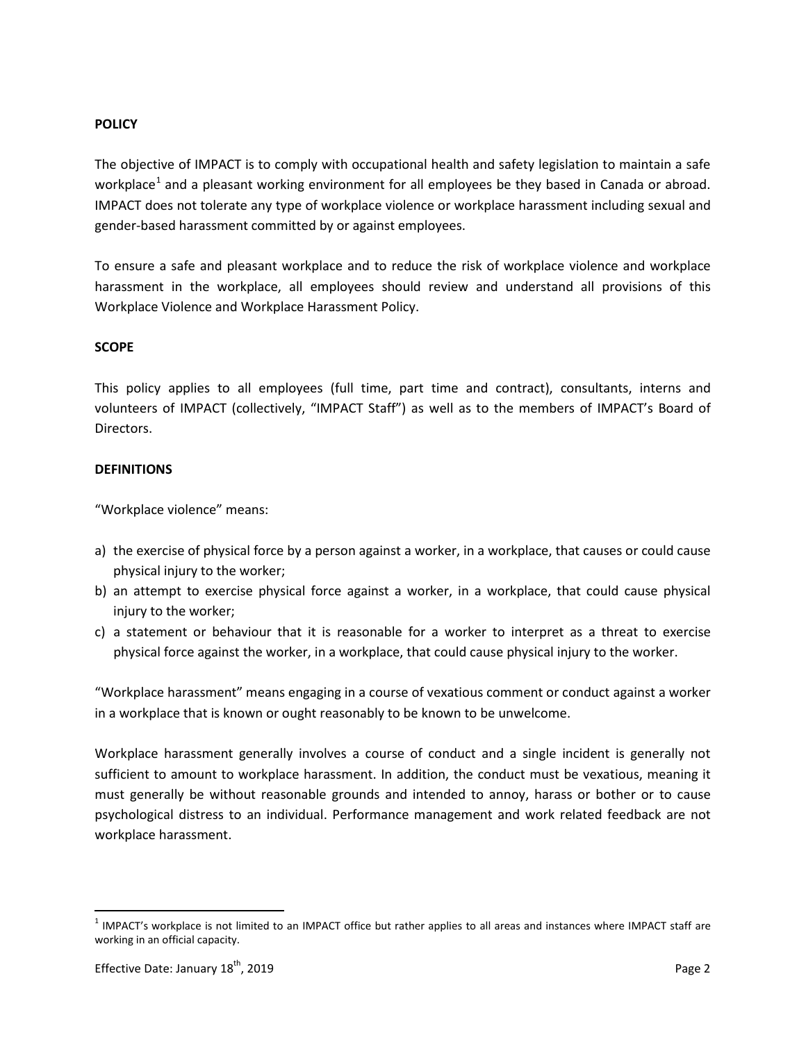**POLICY**

The objective of IMPACT is to comply with occupational health and safety legislation to maintain a safe workplace[1] and a pleasant working environment for all employees be they based in Canada or abroad. IMPACT does not tolerate any type of workplace violence or workplace harassment including sexual and gender-based harassment committed by or against employees.

To ensure a safe and pleasant workplace and to reduce the risk of workplace violence and workplace harassment in the workplace, all employees should review and understand all provisions of this Workplace Violence and Workplace Harassment Policy.

**SCOPE**

This policy applies to all employees (full time, part time and contract), consultants, interns and volunteers of IMPACT (collectively, "IMPACT Staff") as well as to the members of IMPACT's Board of Directors.

**DEFINITIONS**

"Workplace violence" means:

a) the exercise of physical force by a person against a worker, in a workplace, that causes or could cause physical injury to the worker;
b) an attempt to exercise physical force against a worker, in a workplace, that could cause physical injury to the worker;
c) a statement or behaviour that it is reasonable for a worker to interpret as a threat to exercise physical force against the worker, in a workplace, that could cause physical injury to the worker.

"Workplace harassment" means engaging in a course of vexatious comment or conduct against a worker in a workplace that is known or ought reasonably to be known to be unwelcome.

Workplace harassment generally involves a course of conduct and a single incident is generally not sufficient to amount to workplace harassment. In addition, the conduct must be vexatious, meaning it must generally be without reasonable grounds and intended to annoy, harass or bother or to cause psychological distress to an individual. Performance management and work related feedback are not workplace harassment.

---

[1] IMPACT's workplace is not limited to an IMPACT office but rather applies to all areas and instances where IMPACT staff are working in an official capacity.

Effective Date: January 18th, 2019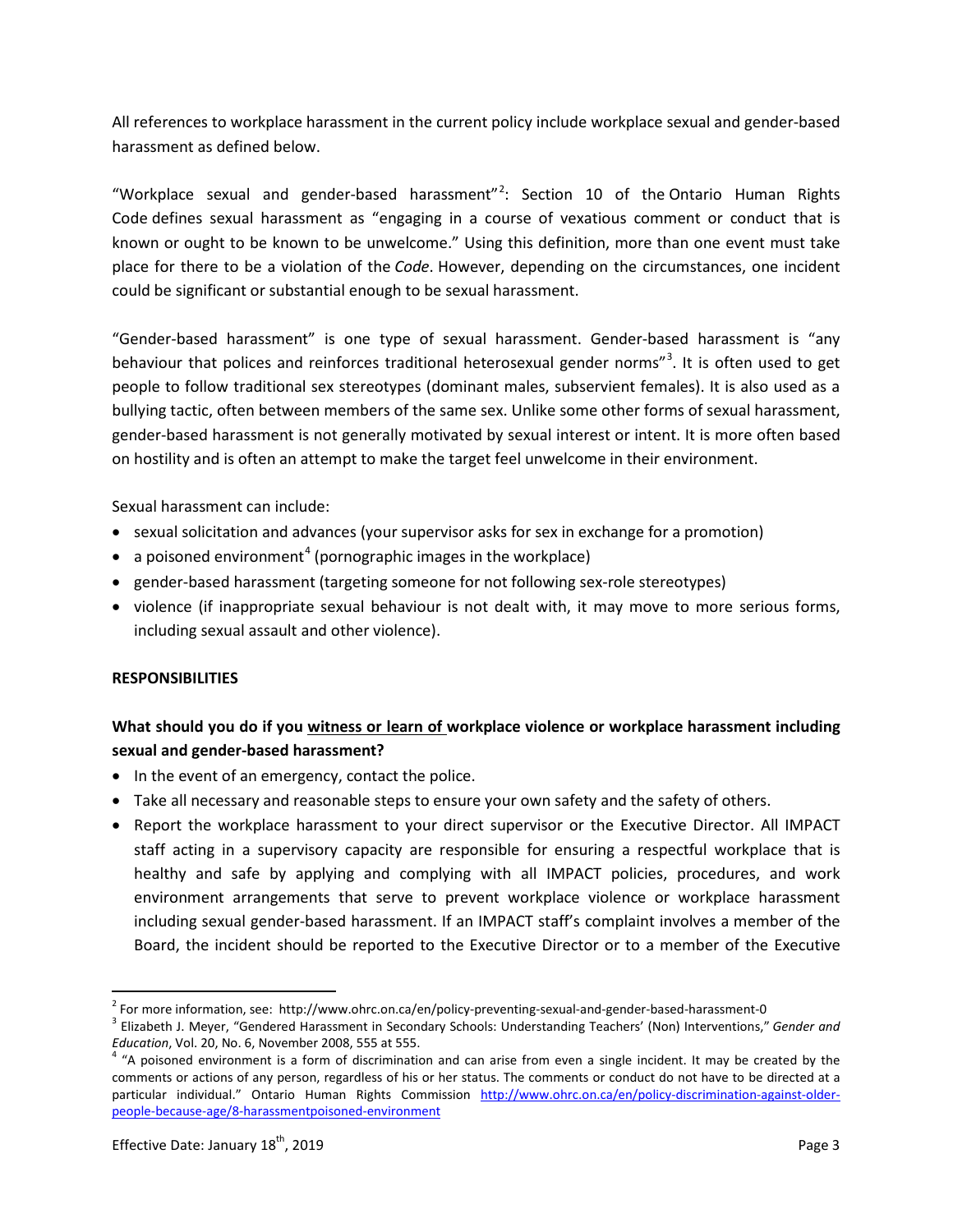All references to workplace harassment in the current policy include workplace sexual and gender-based harassment as defined below.

"Workplace sexual and gender-based harassment"[2]: Section 10 of the Ontario Human Rights Code defines sexual harassment as "engaging in a course of vexatious comment or conduct that is known or ought to be known to be unwelcome." Using this definition, more than one event must take place for there to be a violation of the *Code*. However, depending on the circumstances, one incident could be significant or substantial enough to be sexual harassment.

"Gender-based harassment" is one type of sexual harassment. Gender-based harassment is "any behaviour that polices and reinforces traditional heterosexual gender norms"[3]. It is often used to get people to follow traditional sex stereotypes (dominant males, subservient females). It is also used as a bullying tactic, often between members of the same sex. Unlike some other forms of sexual harassment, gender-based harassment is not generally motivated by sexual interest or intent. It is more often based on hostility and is often an attempt to make the target feel unwelcome in their environment.

Sexual harassment can include:

- sexual solicitation and advances (your supervisor asks for sex in exchange for a promotion)
- a poisoned environment[4] (pornographic images in the workplace)
- gender-based harassment (targeting someone for not following sex-role stereotypes)
- violence (if inappropriate sexual behaviour is not dealt with, it may move to more serious forms, including sexual assault and other violence).

**RESPONSIBILITIES**

**What should you do if you <u>witness or learn of</u> workplace violence or workplace harassment including sexual and gender-based harassment?**

- In the event of an emergency, contact the police.
- Take all necessary and reasonable steps to ensure your own safety and the safety of others.
- Report the workplace harassment to your direct supervisor or the Executive Director. All IMPACT staff acting in a supervisory capacity are responsible for ensuring a respectful workplace that is healthy and safe by applying and complying with all IMPACT policies, procedures, and work environment arrangements that serve to prevent workplace violence or workplace harassment including sexual gender-based harassment. If an IMPACT staff's complaint involves a member of the Board, the incident should be reported to the Executive Director or to a member of the Executive

---

[2] For more information, see: http://www.ohrc.on.ca/en/policy-preventing-sexual-and-gender-based-harassment-0

[3] Elizabeth J. Meyer, "Gendered Harassment in Secondary Schools: Understanding Teachers' (Non) Interventions," *Gender and Education*, Vol. 20, No. 6, November 2008, 555 at 555.

[4] "A poisoned environment is a form of discrimination and can arise from even a single incident. It may be created by the comments or actions of any person, regardless of his or her status. The comments or conduct do not have to be directed at a particular individual." Ontario Human Rights Commission http://www.ohrc.on.ca/en/policy-discrimination-against-older-people-because-age/8-harassmentpoisoned-environment

Effective Date: January 18th, 2019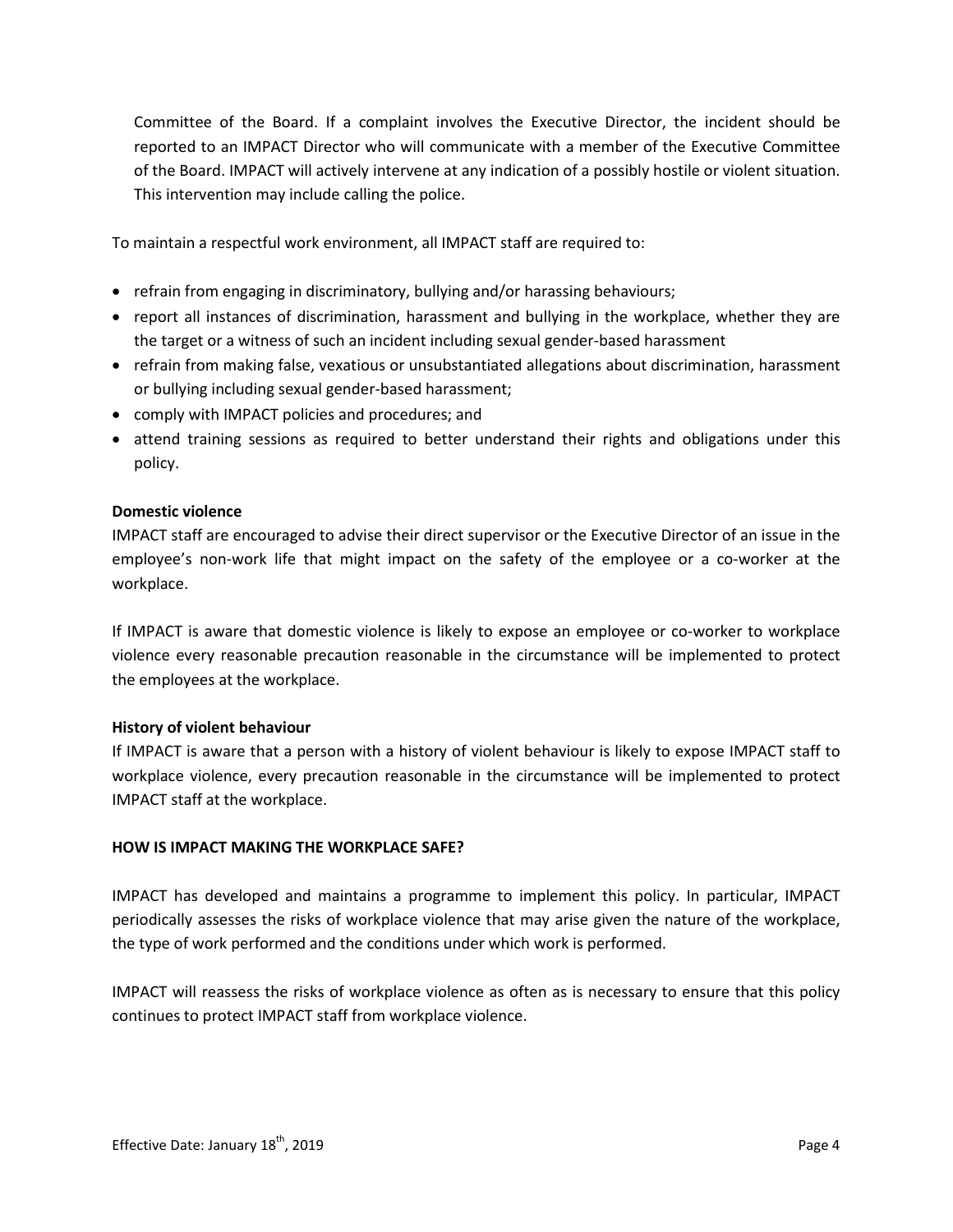Committee of the Board. If a complaint involves the Executive Director, the incident should be reported to an IMPACT Director who will communicate with a member of the Executive Committee of the Board. IMPACT will actively intervene at any indication of a possibly hostile or violent situation. This intervention may include calling the police.

To maintain a respectful work environment, all IMPACT staff are required to:

- refrain from engaging in discriminatory, bullying and/or harassing behaviours;
- report all instances of discrimination, harassment and bullying in the workplace, whether they are the target or a witness of such an incident including sexual gender-based harassment
- refrain from making false, vexatious or unsubstantiated allegations about discrimination, harassment or bullying including sexual gender-based harassment;
- comply with IMPACT policies and procedures; and
- attend training sessions as required to better understand their rights and obligations under this policy.

**Domestic violence**

IMPACT staff are encouraged to advise their direct supervisor or the Executive Director of an issue in the employee's non-work life that might impact on the safety of the employee or a co-worker at the workplace.

If IMPACT is aware that domestic violence is likely to expose an employee or co-worker to workplace violence every reasonable precaution reasonable in the circumstance will be implemented to protect the employees at the workplace.

**History of violent behaviour**

If IMPACT is aware that a person with a history of violent behaviour is likely to expose IMPACT staff to workplace violence, every precaution reasonable in the circumstance will be implemented to protect IMPACT staff at the workplace.

**HOW IS IMPACT MAKING THE WORKPLACE SAFE?**

IMPACT has developed and maintains a programme to implement this policy. In particular, IMPACT periodically assesses the risks of workplace violence that may arise given the nature of the workplace, the type of work performed and the conditions under which work is performed.

IMPACT will reassess the risks of workplace violence as often as is necessary to ensure that this policy continues to protect IMPACT staff from workplace violence.

Effective Date: January 18th, 2019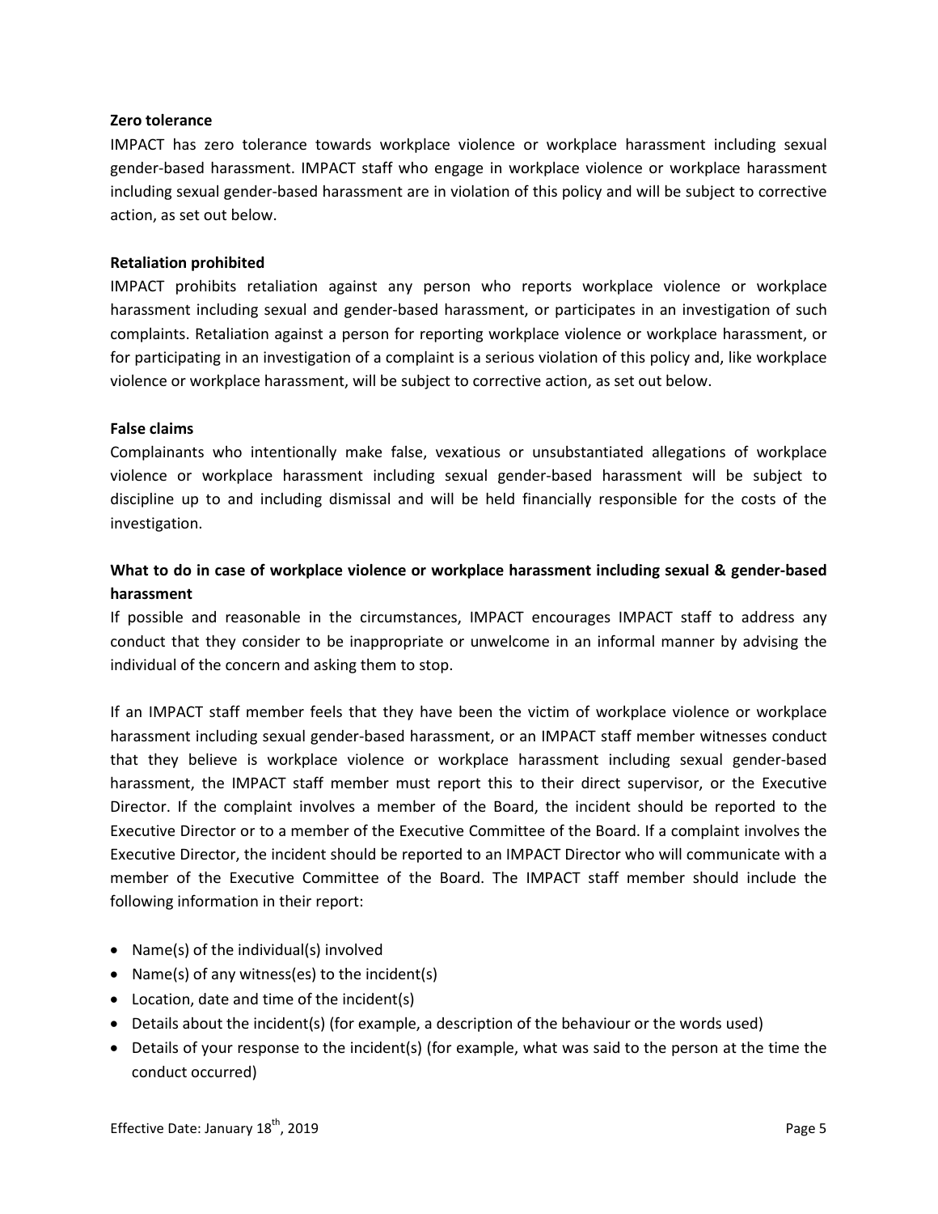**Zero tolerance**

IMPACT has zero tolerance towards workplace violence or workplace harassment including sexual gender-based harassment. IMPACT staff who engage in workplace violence or workplace harassment including sexual gender-based harassment are in violation of this policy and will be subject to corrective action, as set out below.

**Retaliation prohibited**

IMPACT prohibits retaliation against any person who reports workplace violence or workplace harassment including sexual and gender-based harassment, or participates in an investigation of such complaints. Retaliation against a person for reporting workplace violence or workplace harassment, or for participating in an investigation of a complaint is a serious violation of this policy and, like workplace violence or workplace harassment, will be subject to corrective action, as set out below.

**False claims**

Complainants who intentionally make false, vexatious or unsubstantiated allegations of workplace violence or workplace harassment including sexual gender-based harassment will be subject to discipline up to and including dismissal and will be held financially responsible for the costs of the investigation.

**What to do in case of workplace violence or workplace harassment including sexual & gender-based harassment**

If possible and reasonable in the circumstances, IMPACT encourages IMPACT staff to address any conduct that they consider to be inappropriate or unwelcome in an informal manner by advising the individual of the concern and asking them to stop.

If an IMPACT staff member feels that they have been the victim of workplace violence or workplace harassment including sexual gender-based harassment, or an IMPACT staff member witnesses conduct that they believe is workplace violence or workplace harassment including sexual gender-based harassment, the IMPACT staff member must report this to their direct supervisor, or the Executive Director. If the complaint involves a member of the Board, the incident should be reported to the Executive Director or to a member of the Executive Committee of the Board. If a complaint involves the Executive Director, the incident should be reported to an IMPACT Director who will communicate with a member of the Executive Committee of the Board. The IMPACT staff member should include the following information in their report:

- Name(s) of the individual(s) involved
- Name(s) of any witness(es) to the incident(s)
- Location, date and time of the incident(s)
- Details about the incident(s) (for example, a description of the behaviour or the words used)
- Details of your response to the incident(s) (for example, what was said to the person at the time the conduct occurred)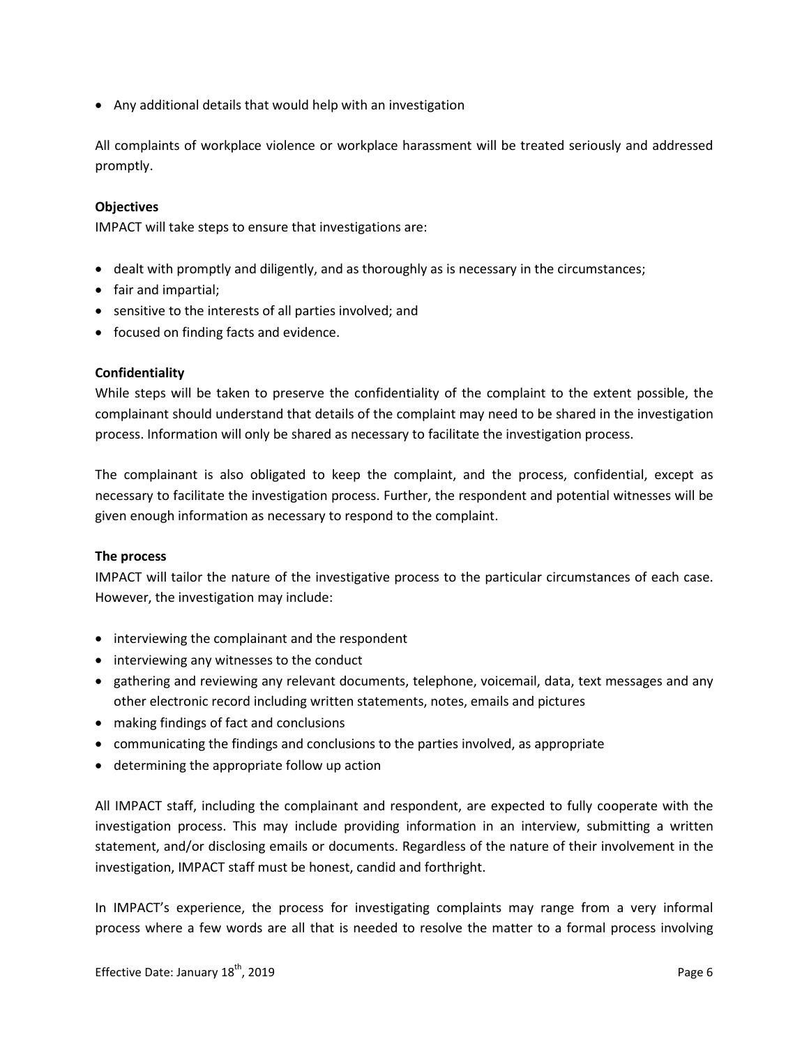- Any additional details that would help with an investigation

All complaints of workplace violence or workplace harassment will be treated seriously and addressed promptly.

**Objectives**

IMPACT will take steps to ensure that investigations are:

- dealt with promptly and diligently, and as thoroughly as is necessary in the circumstances;
- fair and impartial;
- sensitive to the interests of all parties involved; and
- focused on finding facts and evidence.

**Confidentiality**

While steps will be taken to preserve the confidentiality of the complaint to the extent possible, the complainant should understand that details of the complaint may need to be shared in the investigation process. Information will only be shared as necessary to facilitate the investigation process.

The complainant is also obligated to keep the complaint, and the process, confidential, except as necessary to facilitate the investigation process. Further, the respondent and potential witnesses will be given enough information as necessary to respond to the complaint.

**The process**

IMPACT will tailor the nature of the investigative process to the particular circumstances of each case. However, the investigation may include:

- interviewing the complainant and the respondent
- interviewing any witnesses to the conduct
- gathering and reviewing any relevant documents, telephone, voicemail, data, text messages and any other electronic record including written statements, notes, emails and pictures
- making findings of fact and conclusions
- communicating the findings and conclusions to the parties involved, as appropriate
- determining the appropriate follow up action

All IMPACT staff, including the complainant and respondent, are expected to fully cooperate with the investigation process. This may include providing information in an interview, submitting a written statement, and/or disclosing emails or documents. Regardless of the nature of their involvement in the investigation, IMPACT staff must be honest, candid and forthright.

In IMPACT's experience, the process for investigating complaints may range from a very informal process where a few words are all that is needed to resolve the matter to a formal process involving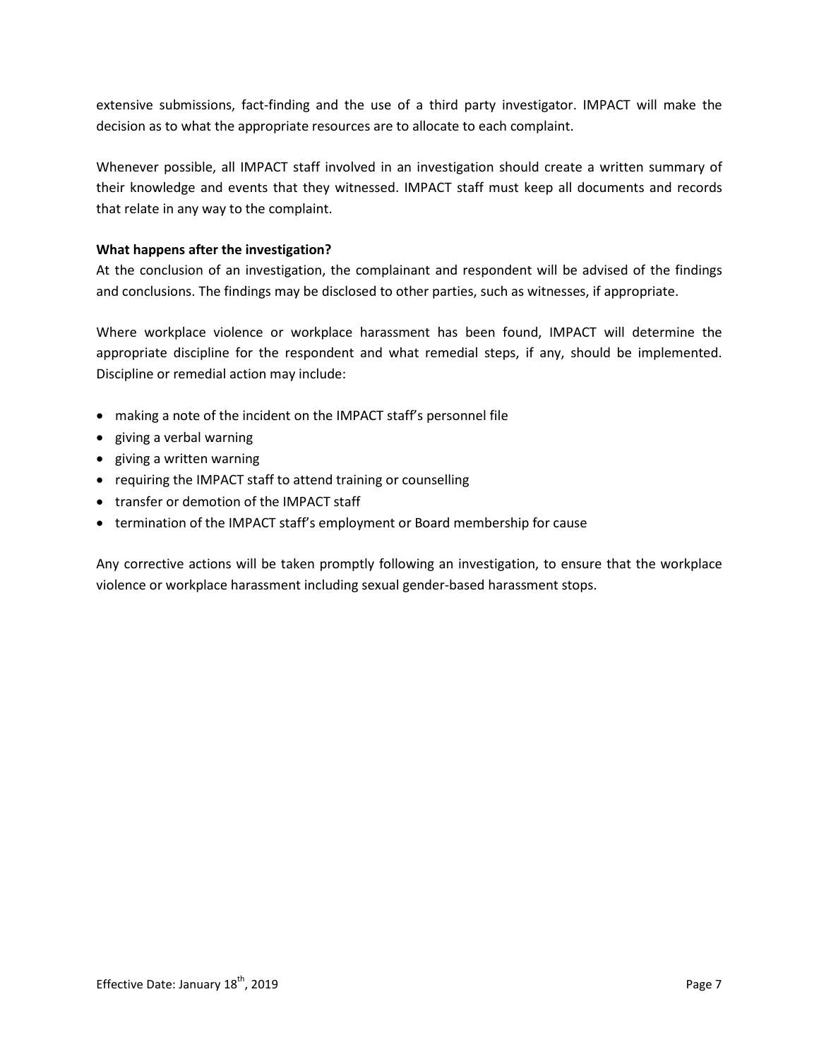extensive submissions, fact-finding and the use of a third party investigator. IMPACT will make the decision as to what the appropriate resources are to allocate to each complaint.

Whenever possible, all IMPACT staff involved in an investigation should create a written summary of their knowledge and events that they witnessed. IMPACT staff must keep all documents and records that relate in any way to the complaint.

**What happens after the investigation?**

At the conclusion of an investigation, the complainant and respondent will be advised of the findings and conclusions. The findings may be disclosed to other parties, such as witnesses, if appropriate.

Where workplace violence or workplace harassment has been found, IMPACT will determine the appropriate discipline for the respondent and what remedial steps, if any, should be implemented. Discipline or remedial action may include:

- making a note of the incident on the IMPACT staff's personnel file
- giving a verbal warning
- giving a written warning
- requiring the IMPACT staff to attend training or counselling
- transfer or demotion of the IMPACT staff
- termination of the IMPACT staff's employment or Board membership for cause

Any corrective actions will be taken promptly following an investigation, to ensure that the workplace violence or workplace harassment including sexual gender-based harassment stops.